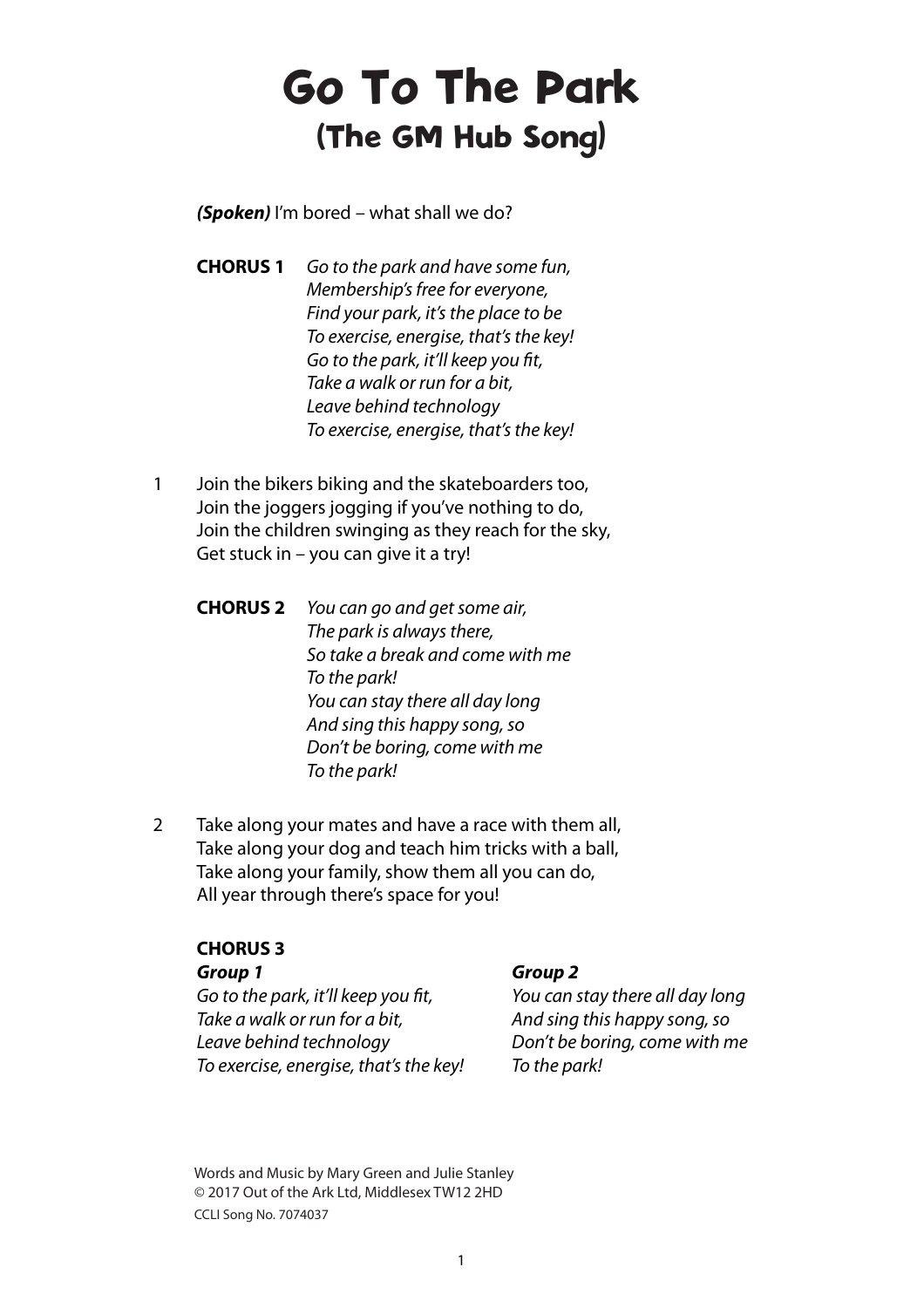# Go To The Park
## (The GM Hub Song)

***(Spoken)*** I'm bored – what shall we do?

**CHORUS 1**
*Go to the park and have some fun,*
*Membership's free for everyone,*
*Find your park, it's the place to be*
*To exercise, energise, that's the key!*
*Go to the park, it'll keep you fit,*
*Take a walk or run for a bit,*
*Leave behind technology*
*To exercise, energise, that's the key!*

1 Join the bikers biking and the skateboarders too,
Join the joggers jogging if you've nothing to do,
Join the children swinging as they reach for the sky,
Get stuck in – you can give it a try!

**CHORUS 2**
*You can go and get some air,*
*The park is always there,*
*So take a break and come with me*
*To the park!*
*You can stay there all day long*
*And sing this happy song, so*
*Don't be boring, come with me*
*To the park!*

2 Take along your mates and have a race with them all,
Take along your dog and teach him tricks with a ball,
Take along your family, show them all you can do,
All year through there's space for you!

**CHORUS 3**

***Group 1***
*Go to the park, it'll keep you fit,*
*Take a walk or run for a bit,*
*Leave behind technology*
*To exercise, energise, that's the key!*

***Group 2***
*You can stay there all day long*
*And sing this happy song, so*
*Don't be boring, come with me*
*To the park!*

Words and Music by Mary Green and Julie Stanley
© 2017 Out of the Ark Ltd, Middlesex TW12 2HD
CCLI Song No. 7074037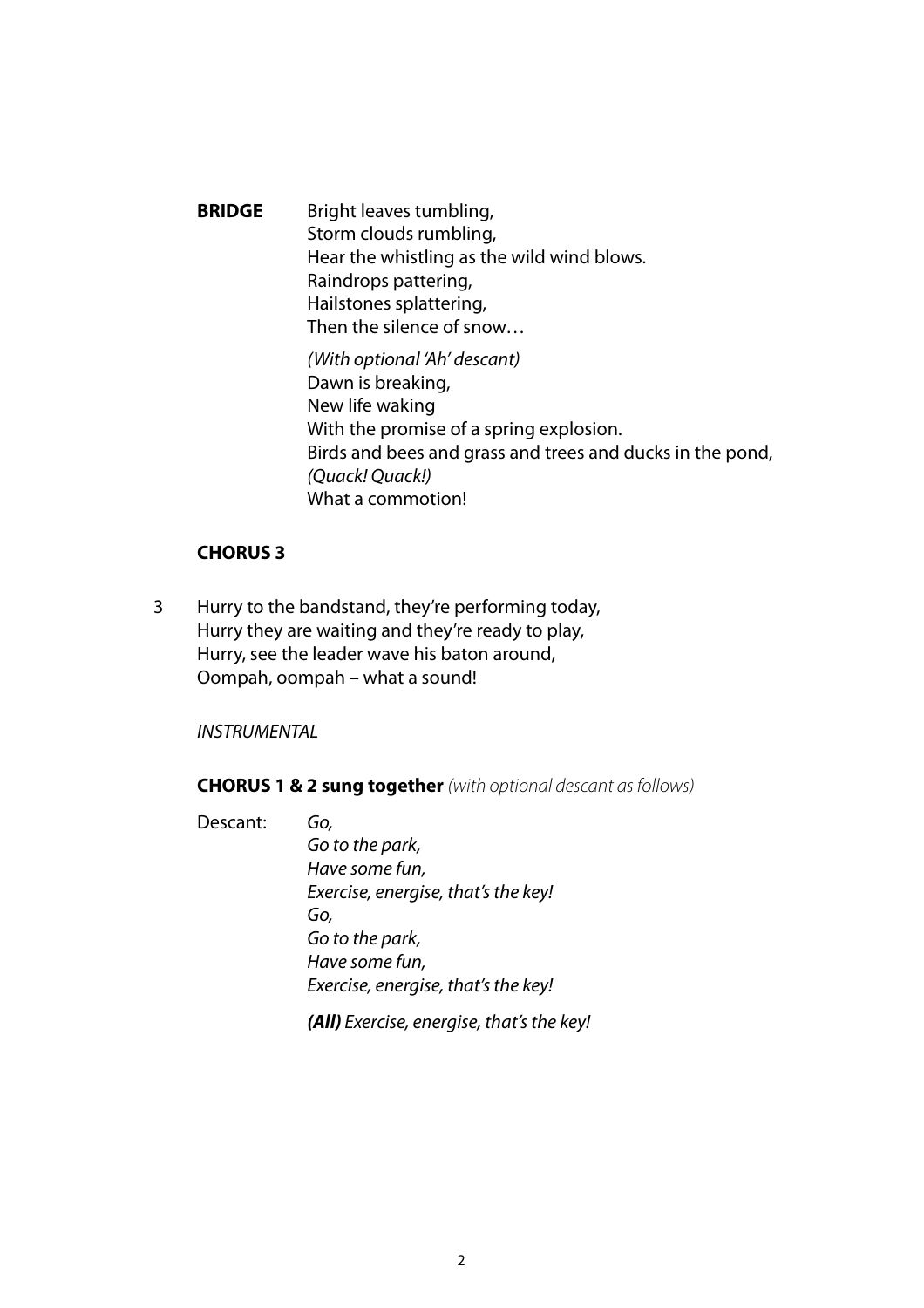**BRIDGE** Bright leaves tumbling,
Storm clouds rumbling,
Hear the whistling as the wild wind blows.
Raindrops pattering,
Hailstones splattering,
Then the silence of snow…

*(With optional 'Ah' descant)*
Dawn is breaking,
New life waking
With the promise of a spring explosion.
Birds and bees and grass and trees and ducks in the pond,
*(Quack! Quack!)*
What a commotion!

**CHORUS 3**

3 Hurry to the bandstand, they're performing today,
Hurry they are waiting and they're ready to play,
Hurry, see the leader wave his baton around,
Oompah, oompah – what a sound!

*INSTRUMENTAL*

**CHORUS 1 & 2 sung together** *(with optional descant as follows)*

Descant: *Go,*
*Go to the park,*
*Have some fun,*
*Exercise, energise, that's the key!*
*Go,*
*Go to the park,*
*Have some fun,*
*Exercise, energise, that's the key!*

***(All)*** *Exercise, energise, that's the key!*